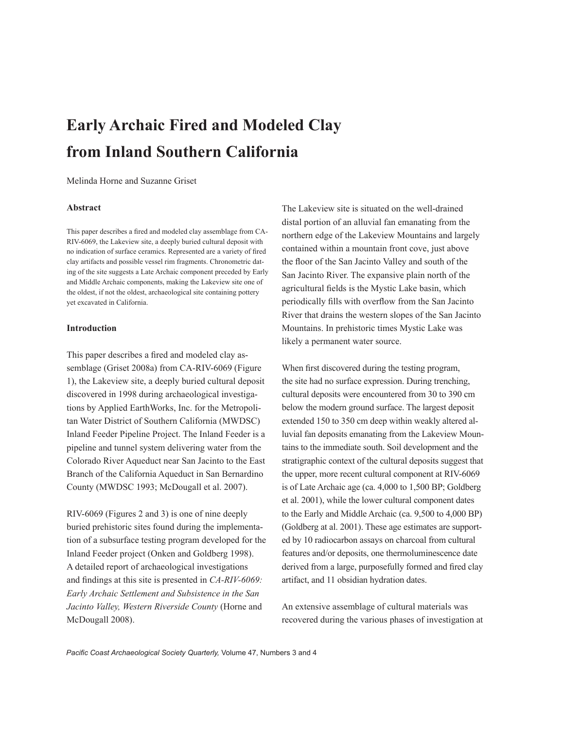# Early Archaic Fired and Modeled Clay from Inland Southern California

Melinda Horne and Suzanne Griset

### Abstract

This paper describes a fired and modeled clay assemblage from CA-RIV-6069, the Lakeview site, a deeply buried cultural deposit with no indication of surface ceramics. Represented are a variety of fired clay artifacts and possible vessel rim fragments. Chronometric dating of the site suggests a Late Archaic component preceded by Early and Middle Archaic components, making the Lakeview site one of the oldest, if not the oldest, archaeological site containing pottery yet excavated in California.

### Introduction

This paper describes a fired and modeled clay assemblage (Griset 2008a) from CA-RIV-6069 (Figure 1), the Lakeview site, a deeply buried cultural deposit discovered in 1998 during archaeological investigations by Applied EarthWorks, Inc. for the Metropolitan Water District of Southern California (MWDSC) Inland Feeder Pipeline Project. The Inland Feeder is a pipeline and tunnel system delivering water from the Colorado River Aqueduct near San Jacinto to the East Branch of the California Aqueduct in San Bernardino County (MWDSC 1993; McDougall et al. 2007).

RIV-6069 (Figures 2 and 3) is one of nine deeply buried prehistoric sites found during the implementation of a subsurface testing program developed for the Inland Feeder project (Onken and Goldberg 1998). A detailed report of archaeological investigations and findings at this site is presented in *CA-RIV-6069: Early Archaic Settlement and Subsistence in the San Jacinto Valley, Western Riverside County* (Horne and McDougall 2008).

The Lakeview site is situated on the well-drained distal portion of an alluvial fan emanating from the northern edge of the Lakeview Mountains and largely contained within a mountain front cove, just above the floor of the San Jacinto Valley and south of the San Jacinto River. The expansive plain north of the agricultural fields is the Mystic Lake basin, which periodically fills with overflow from the San Jacinto River that drains the western slopes of the San Jacinto Mountains. In prehistoric times Mystic Lake was likely a permanent water source.

When first discovered during the testing program, the site had no surface expression. During trenching, cultural deposits were encountered from 30 to 390 cm below the modern ground surface. The largest deposit extended 150 to 350 cm deep within weakly altered alluvial fan deposits emanating from the Lakeview Mountains to the immediate south. Soil development and the stratigraphic context of the cultural deposits suggest that the upper, more recent cultural component at RIV-6069 is of Late Archaic age (ca. 4,000 to 1,500 BP; Goldberg et al. 2001), while the lower cultural component dates to the Early and Middle Archaic (ca. 9,500 to 4,000 BP) (Goldberg at al. 2001). These age estimates are supported by 10 radiocarbon assays on charcoal from cultural features and/or deposits, one thermoluminescence date derived from a large, purposefully formed and fired clay artifact, and 11 obsidian hydration dates.

An extensive assemblage of cultural materials was recovered during the various phases of investigation at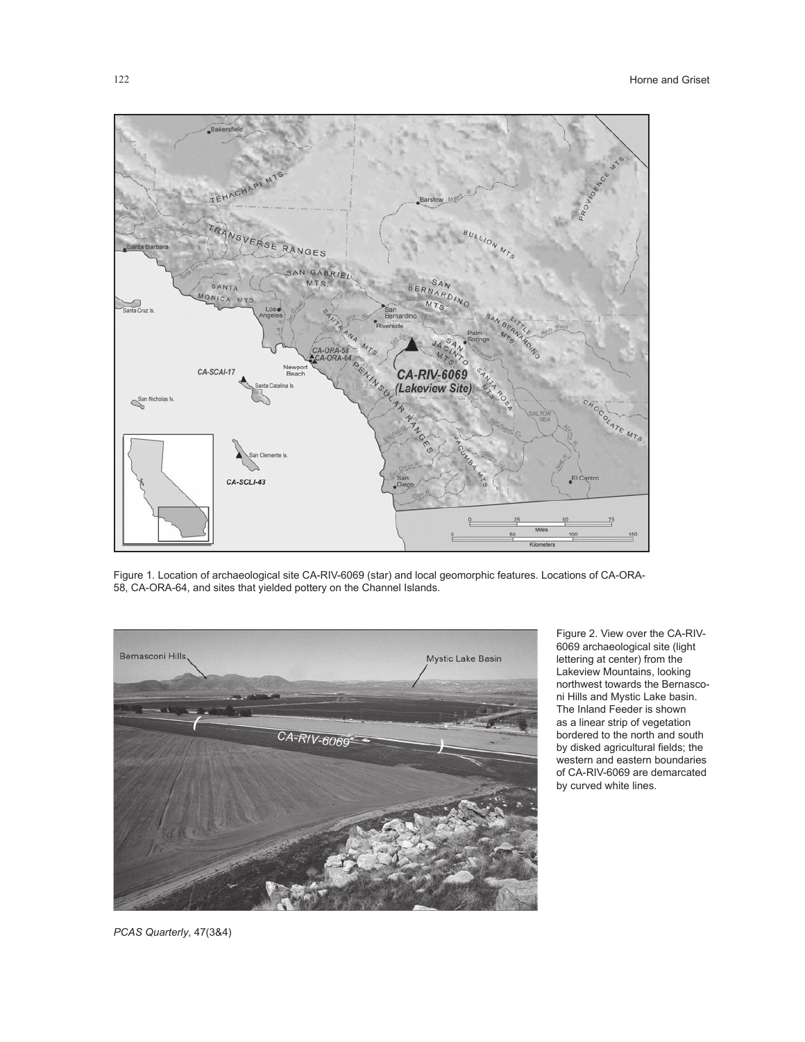Figure 1. Location of archaeological site CA-RIV-6069 (star) and local geomorphic features. Locations of CA-ORA-58, CA-ORA-64, and sites that yielded pottery on the Channel Islands.

Figure 2. View over the CA-RIV-6069 archaeological site (light lettering at center) from the Lakeview Mountains, looking northwest towards the Bernasconi Hills and Mystic Lake basin. The Inland Feeder is shown as a linear strip of vegetation bordered to the north and south by disked agricultural fields; the western and eastern boundaries of CA-RIV-6069 are demarcated by curved white lines.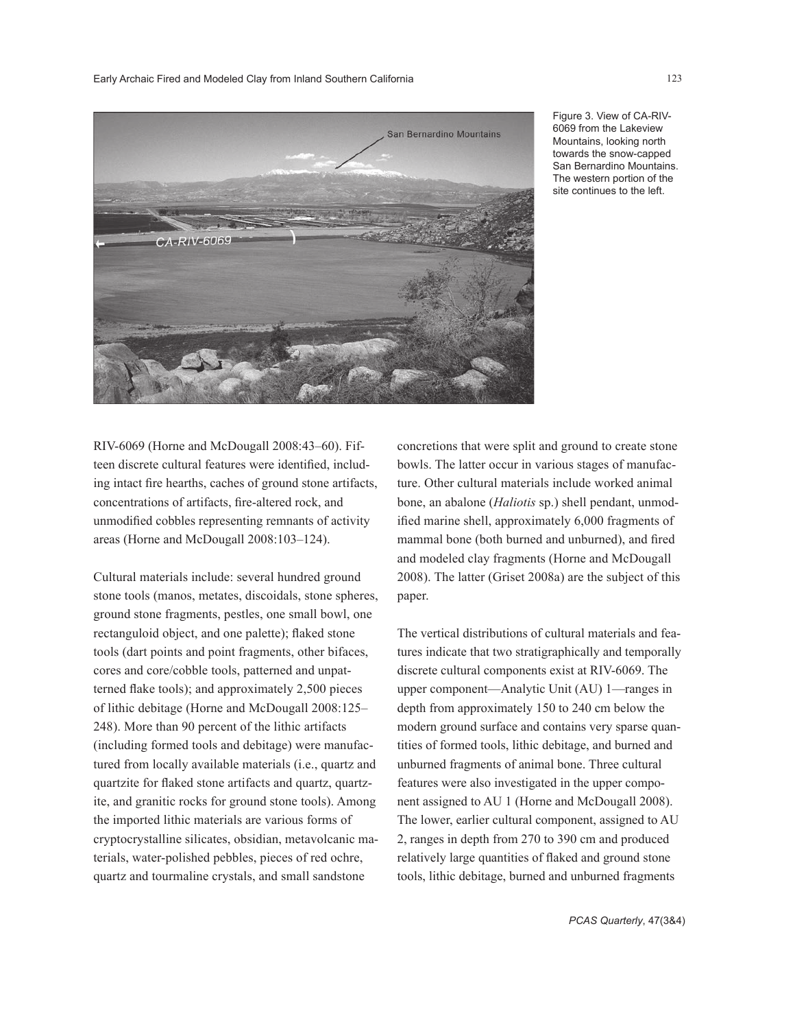Figure 3. View of CA-RIV-6069 from the Lakeview Mountains, looking north towards the snow-capped San Bernardino Mountains. The western portion of the site continues to the left.

RIV-6069 (Horne and McDougall 2008:43–60). Fifteen discrete cultural features were identified, including intact fire hearths, caches of ground stone artifacts, concentrations of artifacts, fire-altered rock, and unmodified cobbles representing remnants of activity areas (Horne and McDougall 2008:103–124).

Cultural materials include: several hundred ground stone tools (manos, metates, discoidals, stone spheres, ground stone fragments, pestles, one small bowl, one rectanguloid object, and one palette); flaked stone tools (dart points and point fragments, other bifaces, cores and core/cobble tools, patterned and unpatterned flake tools); and approximately 2,500 pieces of lithic debitage (Horne and McDougall 2008:125–248). More than 90 percent of the lithic artifacts (including formed tools and debitage) were manufactured from locally available materials (i.e., quartz and quartzite for flaked stone artifacts and quartz, quartzite, and granitic rocks for ground stone tools). Among the imported lithic materials are various forms of cryptocrystalline silicates, obsidian, metavolcanic materials, water-polished pebbles, pieces of red ochre, quartz and tourmaline crystals, and small sandstone concretions that were split and ground to create stone bowls. The latter occur in various stages of manufacture. Other cultural materials include worked animal bone, an abalone (*Haliotis* sp.) shell pendant, unmodified marine shell, approximately 6,000 fragments of mammal bone (both burned and unburned), and fired and modeled clay fragments (Horne and McDougall 2008). The latter (Griset 2008a) are the subject of this paper.

The vertical distributions of cultural materials and features indicate that two stratigraphically and temporally discrete cultural components exist at RIV-6069. The upper component—Analytic Unit (AU) 1—ranges in depth from approximately 150 to 240 cm below the modern ground surface and contains very sparse quantities of formed tools, lithic debitage, and burned and unburned fragments of animal bone. Three cultural features were also investigated in the upper component assigned to AU 1 (Horne and McDougall 2008). The lower, earlier cultural component, assigned to AU 2, ranges in depth from 270 to 390 cm and produced relatively large quantities of flaked and ground stone tools, lithic debitage, burned and unburned fragments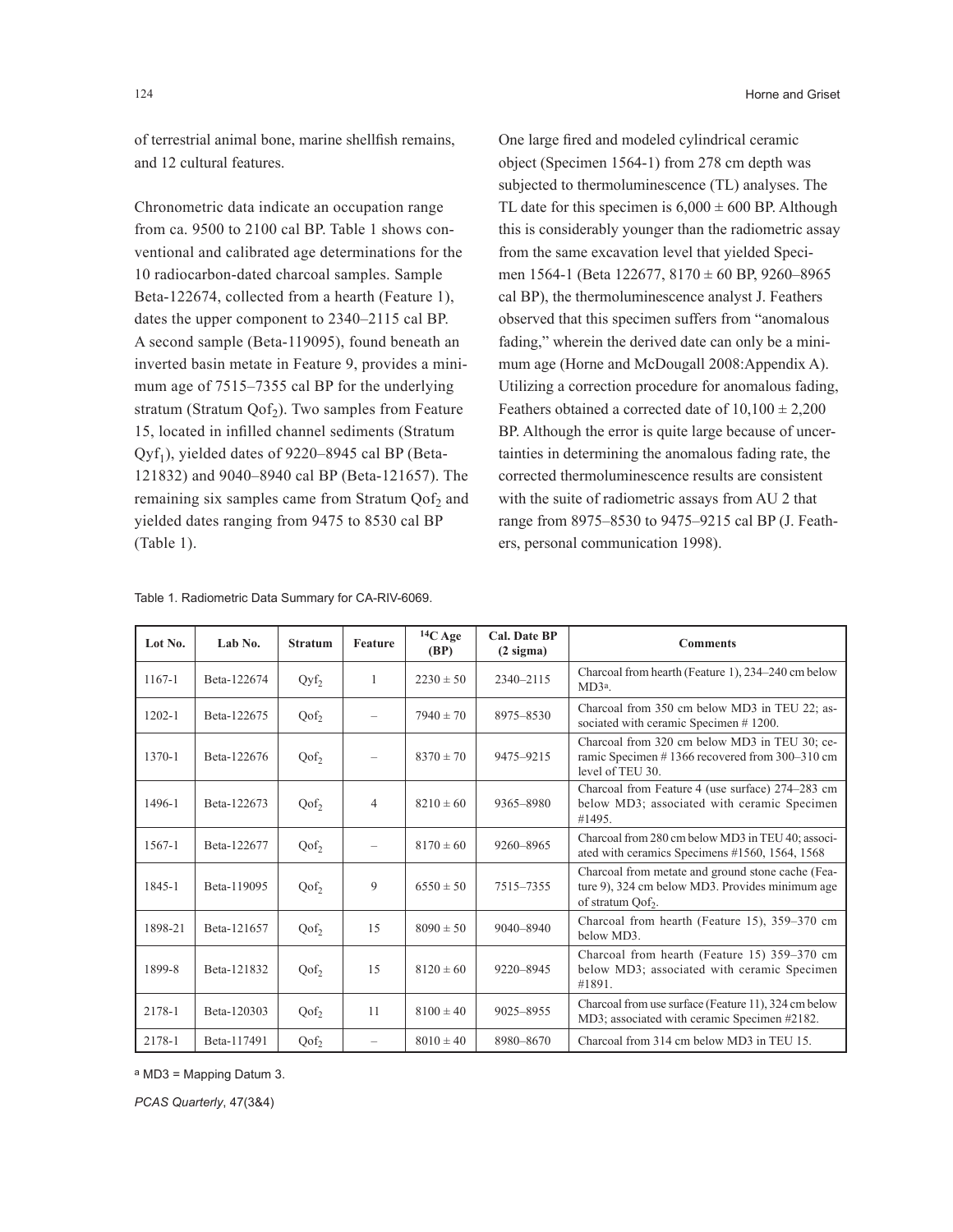of terrestrial animal bone, marine shellfish remains, and 12 cultural features.

Chronometric data indicate an occupation range from ca. 9500 to 2100 cal BP. Table 1 shows conventional and calibrated age determinations for the 10 radiocarbon-dated charcoal samples. Sample Beta-122674, collected from a hearth (Feature 1), dates the upper component to 2340–2115 cal BP. A second sample (Beta-119095), found beneath an inverted basin metate in Feature 9, provides a minimum age of 7515–7355 cal BP for the underlying stratum (Stratum $Qof_2$). Two samples from Feature 15, located in infilled channel sediments (Stratum $Qyf_1$), yielded dates of 9220–8945 cal BP (Beta-121832) and 9040–8940 cal BP (Beta-121657). The remaining six samples came from Stratum $Qof_2$ and yielded dates ranging from 9475 to 8530 cal BP (Table 1).

One large fired and modeled cylindrical ceramic object (Specimen 1564-1) from 278 cm depth was subjected to thermoluminescence (TL) analyses. The TL date for this specimen is 6,000 ± 600 BP. Although this is considerably younger than the radiometric assay from the same excavation level that yielded Specimen 1564-1 (Beta 122677, 8170 ± 60 BP, 9260–8965 cal BP), the thermoluminescence analyst J. Feathers observed that this specimen suffers from "anomalous fading," wherein the derived date can only be a minimum age (Horne and McDougall 2008:Appendix A). Utilizing a correction procedure for anomalous fading, Feathers obtained a corrected date of 10,100 ± 2,200 BP. Although the error is quite large because of uncertainties in determining the anomalous fading rate, the corrected thermoluminescence results are consistent with the suite of radiometric assays from AU 2 that range from 8975–8530 to 9475–9215 cal BP (J. Feathers, personal communication 1998).

Table 1. Radiometric Data Summary for CA-RIV-6069.

| Lot No. | Lab No. | Stratum | Feature | $^{14}C$ Age (BP) | Cal. Date BP (2 sigma) | Comments |
|---|---|---|---|---|---|---|
| 1167-1 | Beta-122674 | $Qyf_2$ | 1 | 2230 ± 50 | 2340–2115 | Charcoal from hearth (Feature 1), 234–240 cm below MD3[a]. |
| 1202-1 | Beta-122675 | $Qof_2$ | – | 7940 ± 70 | 8975–8530 | Charcoal from 350 cm below MD3 in TEU 22; associated with ceramic Specimen # 1200. |
| 1370-1 | Beta-122676 | $Qof_2$ | – | 8370 ± 70 | 9475–9215 | Charcoal from 320 cm below MD3 in TEU 30; ceramic Specimen # 1366 recovered from 300–310 cm level of TEU 30. |
| 1496-1 | Beta-122673 | $Qof_2$ | 4 | 8210 ± 60 | 9365–8980 | Charcoal from Feature 4 (use surface) 274–283 cm below MD3; associated with ceramic Specimen #1495. |
| 1567-1 | Beta-122677 | $Qof_2$ | – | 8170 ± 60 | 9260–8965 | Charcoal from 280 cm below MD3 in TEU 40; associated with ceramics Specimens #1560, 1564, 1568 |
| 1845-1 | Beta-119095 | $Qof_2$ | 9 | 6550 ± 50 | 7515–7355 | Charcoal from metate and ground stone cache (Feature 9), 324 cm below MD3. Provides minimum age of stratum $Qof_2$. |
| 1898-21 | Beta-121657 | $Qof_2$ | 15 | 8090 ± 50 | 9040–8940 | Charcoal from hearth (Feature 15), 359–370 cm below MD3. |
| 1899-8 | Beta-121832 | $Qof_2$ | 15 | 8120 ± 60 | 9220–8945 | Charcoal from hearth (Feature 15) 359–370 cm below MD3; associated with ceramic Specimen #1891. |
| 2178-1 | Beta-120303 | $Qof_2$ | 11 | 8100 ± 40 | 9025–8955 | Charcoal from use surface (Feature 11), 324 cm below MD3; associated with ceramic Specimen #2182. |
| 2178-1 | Beta-117491 | $Qof_2$ | – | 8010 ± 40 | 8980–8670 | Charcoal from 314 cm below MD3 in TEU 15. |

[a] MD3 = Mapping Datum 3.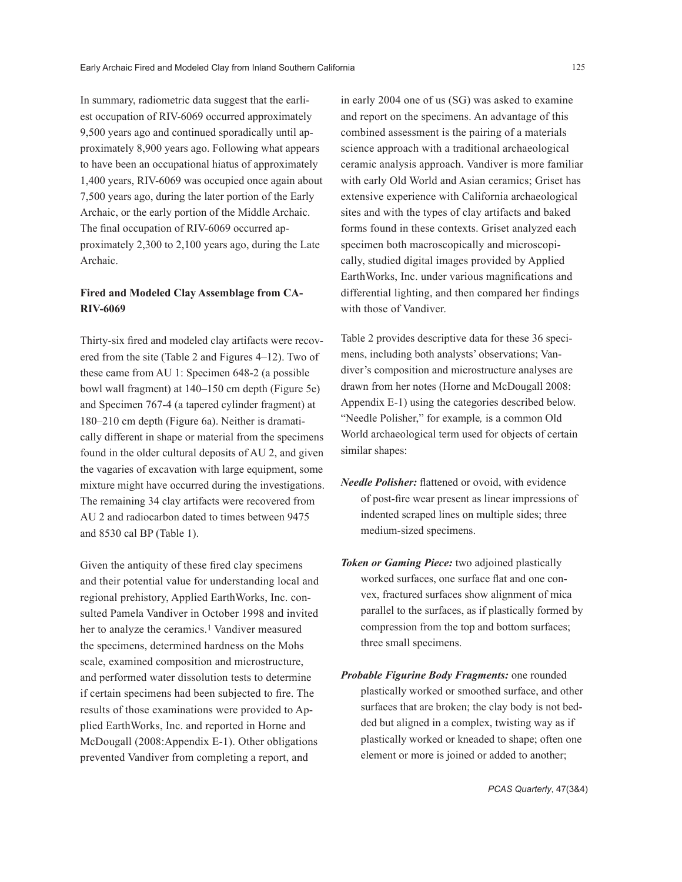In summary, radiometric data suggest that the earliest occupation of RIV-6069 occurred approximately 9,500 years ago and continued sporadically until approximately 8,900 years ago. Following what appears to have been an occupational hiatus of approximately 1,400 years, RIV-6069 was occupied once again about 7,500 years ago, during the later portion of the Early Archaic, or the early portion of the Middle Archaic. The final occupation of RIV-6069 occurred approximately 2,300 to 2,100 years ago, during the Late Archaic.

### Fired and Modeled Clay Assemblage from CA-RIV-6069

Thirty-six fired and modeled clay artifacts were recovered from the site (Table 2 and Figures 4–12). Two of these came from AU 1: Specimen 648-2 (a possible bowl wall fragment) at 140–150 cm depth (Figure 5e) and Specimen 767-4 (a tapered cylinder fragment) at 180–210 cm depth (Figure 6a). Neither is dramatically different in shape or material from the specimens found in the older cultural deposits of AU 2, and given the vagaries of excavation with large equipment, some mixture might have occurred during the investigations. The remaining 34 clay artifacts were recovered from AU 2 and radiocarbon dated to times between 9475 and 8530 cal BP (Table 1).

Given the antiquity of these fired clay specimens and their potential value for understanding local and regional prehistory, Applied EarthWorks, Inc. consulted Pamela Vandiver in October 1998 and invited her to analyze the ceramics.[1] Vandiver measured the specimens, determined hardness on the Mohs scale, examined composition and microstructure, and performed water dissolution tests to determine if certain specimens had been subjected to fire. The results of those examinations were provided to Applied EarthWorks, Inc. and reported in Horne and McDougall (2008:Appendix E-1). Other obligations prevented Vandiver from completing a report, and in early 2004 one of us (SG) was asked to examine and report on the specimens. An advantage of this combined assessment is the pairing of a materials science approach with a traditional archaeological ceramic analysis approach. Vandiver is more familiar with early Old World and Asian ceramics; Griset has extensive experience with California archaeological sites and with the types of clay artifacts and baked forms found in these contexts. Griset analyzed each specimen both macroscopically and microscopically, studied digital images provided by Applied EarthWorks, Inc. under various magnifications and differential lighting, and then compared her findings with those of Vandiver.

Table 2 provides descriptive data for these 36 specimens, including both analysts' observations; Vandiver's composition and microstructure analyses are drawn from her notes (Horne and McDougall 2008: Appendix E-1) using the categories described below. "Needle Polisher," for example*,* is a common Old World archaeological term used for objects of certain similar shapes:

***Needle Polisher:*** flattened or ovoid, with evidence of post-fire wear present as linear impressions of indented scraped lines on multiple sides; three medium-sized specimens.

***Token or Gaming Piece:*** two adjoined plastically worked surfaces, one surface flat and one convex, fractured surfaces show alignment of mica parallel to the surfaces, as if plastically formed by compression from the top and bottom surfaces; three small specimens.

***Probable Figurine Body Fragments:*** one rounded plastically worked or smoothed surface, and other surfaces that are broken; the clay body is not bedded but aligned in a complex, twisting way as if plastically worked or kneaded to shape; often one element or more is joined or added to another;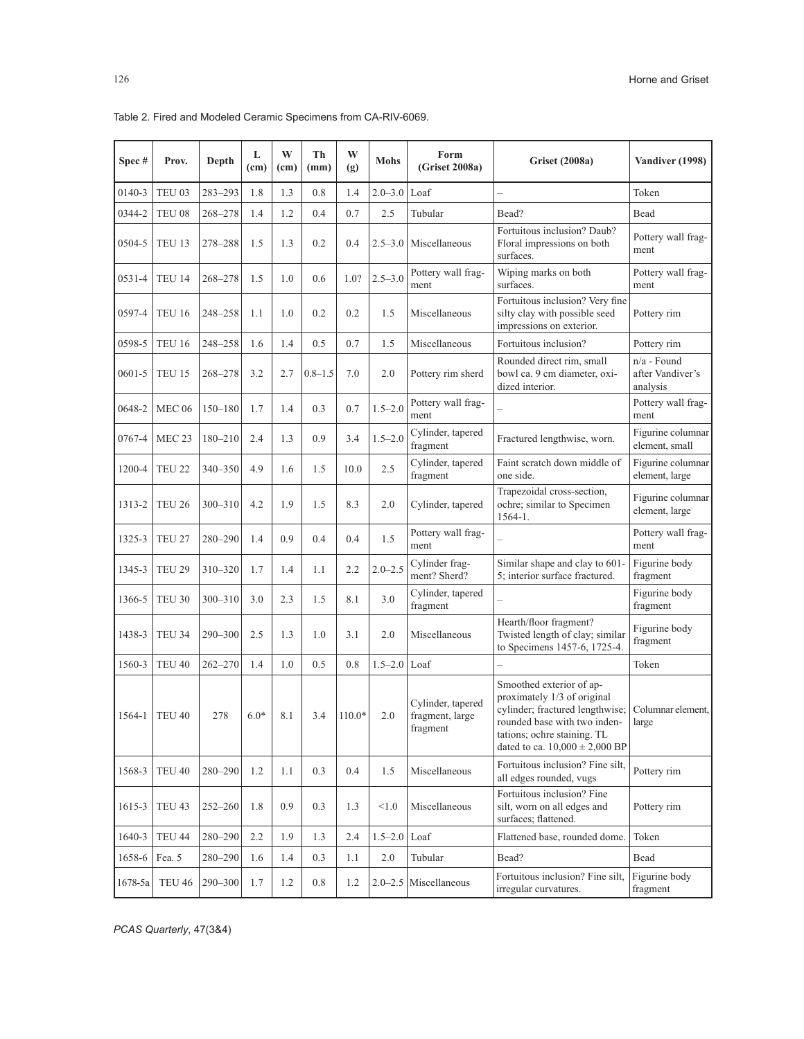Table 2. Fired and Modeled Ceramic Specimens from CA-RIV-6069.

| Spec # | Prov. | Depth | L (cm) | W (cm) | Th (mm) | W (g) | Mohs | Form (Griset 2008a) | Griset (2008a) | Vandiver (1998) |
|---|---|---|---|---|---|---|---|---|---|---|
| 0140-3 | TEU 03 | 283–293 | 1.8 | 1.3 | 0.8 | 1.4 | 2.0–3.0 | Loaf | – | Token |
| 0344-2 | TEU 08 | 268–278 | 1.4 | 1.2 | 0.4 | 0.7 | 2.5 | Tubular | Bead? | Bead |
| 0504-5 | TEU 13 | 278–288 | 1.5 | 1.3 | 0.2 | 0.4 | 2.5–3.0 | Miscellaneous | Fortuitous inclusion? Daub? Floral impressions on both surfaces. | Pottery wall fragment |
| 0531-4 | TEU 14 | 268–278 | 1.5 | 1.0 | 0.6 | 1.0? | 2.5–3.0 | Pottery wall fragment | Wiping marks on both surfaces. | Pottery wall fragment |
| 0597-4 | TEU 16 | 248–258 | 1.1 | 1.0 | 0.2 | 0.2 | 1.5 | Miscellaneous | Fortuitous inclusion? Very fine silty clay with possible seed impressions on exterior. | Pottery rim |
| 0598-5 | TEU 16 | 248–258 | 1.6 | 1.4 | 0.5 | 0.7 | 1.5 | Miscellaneous | Fortuitous inclusion? | Pottery rim |
| 0601-5 | TEU 15 | 268–278 | 3.2 | 2.7 | 0.8–1.5 | 7.0 | 2.0 | Pottery rim sherd | Rounded direct rim, small bowl ca. 9 cm diameter, oxidized interior. | n/a - Found after Vandiver's analysis |
| 0648-2 | MEC 06 | 150–180 | 1.7 | 1.4 | 0.3 | 0.7 | 1.5–2.0 | Pottery wall fragment | – | Pottery wall fragment |
| 0767-4 | MEC 23 | 180–210 | 2.4 | 1.3 | 0.9 | 3.4 | 1.5–2.0 | Cylinder, tapered fragment | Fractured lengthwise, worn. | Figurine columnar element, small |
| 1200-4 | TEU 22 | 340–350 | 4.9 | 1.6 | 1.5 | 10.0 | 2.5 | Cylinder, tapered fragment | Faint scratch down middle of one side. | Figurine columnar element, large |
| 1313-2 | TEU 26 | 300–310 | 4.2 | 1.9 | 1.5 | 8.3 | 2.0 | Cylinder, tapered | Trapezoidal cross-section, ochre; similar to Specimen 1564-1. | Figurine columnar element, large |
| 1325-3 | TEU 27 | 280–290 | 1.4 | 0.9 | 0.4 | 0.4 | 1.5 | Pottery wall fragment | – | Pottery wall fragment |
| 1345-3 | TEU 29 | 310–320 | 1.7 | 1.4 | 1.1 | 2.2 | 2.0–2.5 | Cylinder fragment? Sherd? | Similar shape and clay to 601-5; interior surface fractured. | Figurine body fragment |
| 1366-5 | TEU 30 | 300–310 | 3.0 | 2.3 | 1.5 | 8.1 | 3.0 | Cylinder, tapered fragment | – | Figurine body fragment |
| 1438-3 | TEU 34 | 290–300 | 2.5 | 1.3 | 1.0 | 3.1 | 2.0 | Miscellaneous | Hearth/floor fragment? Twisted length of clay; similar to Specimens 1457-6, 1725-4. | Figurine body fragment |
| 1560-3 | TEU 40 | 262–270 | 1.4 | 1.0 | 0.5 | 0.8 | 1.5–2.0 | Loaf | – | Token |
| 1564-1 | TEU 40 | 278 | 6.0* | 8.1 | 3.4 | 110.0* | 2.0 | Cylinder, tapered fragment, large fragment | Smoothed exterior of approximately 1/3 of original cylinder; fractured lengthwise; rounded base with two indentations; ochre staining. TL dated to ca. 10,000 ± 2,000 BP | Columnar element, large |
| 1568-3 | TEU 40 | 280–290 | 1.2 | 1.1 | 0.3 | 0.4 | 1.5 | Miscellaneous | Fortuitous inclusion? Fine silt, all edges rounded, vugs | Pottery rim |
| 1615-3 | TEU 43 | 252–260 | 1.8 | 0.9 | 0.3 | 1.3 | <1.0 | Miscellaneous | Fortuitous inclusion? Fine silt, worn on all edges and surfaces; flattened. | Pottery rim |
| 1640-3 | TEU 44 | 280–290 | 2.2 | 1.9 | 1.3 | 2.4 | 1.5–2.0 | Loaf | Flattened base, rounded dome. | Token |
| 1658-6 | Fea. 5 | 280–290 | 1.6 | 1.4 | 0.3 | 1.1 | 2.0 | Tubular | Bead? | Bead |
| 1678-5a | TEU 46 | 290–300 | 1.7 | 1.2 | 0.8 | 1.2 | 2.0–2.5 | Miscellaneous | Fortuitous inclusion? Fine silt, irregular curvatures. | Figurine body fragment |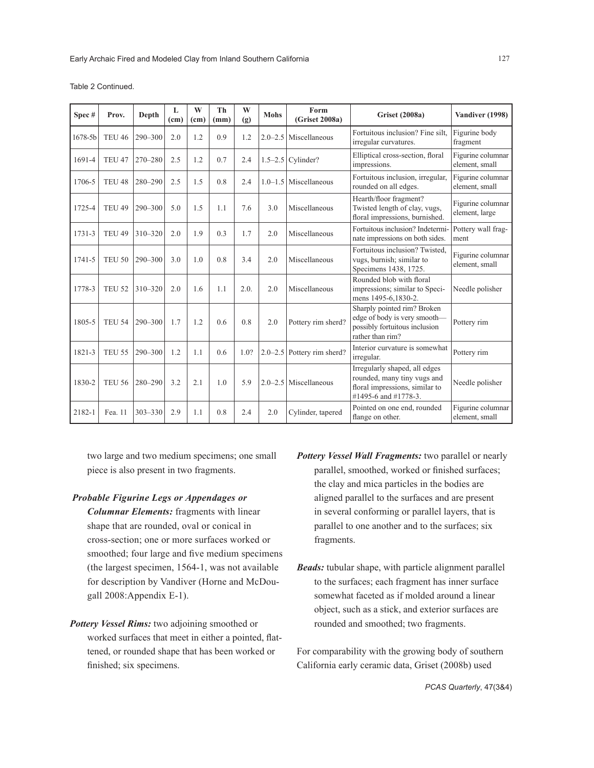Table 2 Continued.

| Spec # | Prov. | Depth | L (cm) | W (cm) | Th (mm) | W (g) | Mohs | Form (Griset 2008a) | Griset (2008a) | Vandiver (1998) |
|---|---|---|---|---|---|---|---|---|---|---|
| 1678-5b | TEU 46 | 290–300 | 2.0 | 1.2 | 0.9 | 1.2 | 2.0–2.5 | Miscellaneous | Fortuitous inclusion? Fine silt, irregular curvatures. | Figurine body fragment |
| 1691-4 | TEU 47 | 270–280 | 2.5 | 1.2 | 0.7 | 2.4 | 1.5–2.5 | Cylinder? | Elliptical cross-section, floral impressions. | Figurine columnar element, small |
| 1706-5 | TEU 48 | 280–290 | 2.5 | 1.5 | 0.8 | 2.4 | 1.0–1.5 | Miscellaneous | Fortuitous inclusion, irregular, rounded on all edges. | Figurine columnar element, small |
| 1725-4 | TEU 49 | 290–300 | 5.0 | 1.5 | 1.1 | 7.6 | 3.0 | Miscellaneous | Hearth/floor fragment? Twisted length of clay, vugs, floral impressions, burnished. | Figurine columnar element, large |
| 1731-3 | TEU 49 | 310–320 | 2.0 | 1.9 | 0.3 | 1.7 | 2.0 | Miscellaneous | Fortuitous inclusion? Indeterminate impressions on both sides. | Pottery wall fragment |
| 1741-5 | TEU 50 | 290–300 | 3.0 | 1.0 | 0.8 | 3.4 | 2.0 | Miscellaneous | Fortuitous inclusion? Twisted, vugs, burnish; similar to Specimens 1438, 1725. | Figurine columnar element, small |
| 1778-3 | TEU 52 | 310–320 | 2.0 | 1.6 | 1.1 | 2.0. | 2.0 | Miscellaneous | Rounded blob with floral impressions; similar to Specimens 1495-6,1830-2. | Needle polisher |
| 1805-5 | TEU 54 | 290–300 | 1.7 | 1.2 | 0.6 | 0.8 | 2.0 | Pottery rim sherd? | Sharply pointed rim? Broken edge of body is very smooth—possibly fortuitous inclusion rather than rim? | Pottery rim |
| 1821-3 | TEU 55 | 290–300 | 1.2 | 1.1 | 0.6 | 1.0? | 2.0–2.5 | Pottery rim sherd? | Interior curvature is somewhat irregular. | Pottery rim |
| 1830-2 | TEU 56 | 280–290 | 3.2 | 2.1 | 1.0 | 5.9 | 2.0–2.5 | Miscellaneous | Irregularly shaped, all edges rounded, many tiny vugs and floral impressions, similar to #1495-6 and #1778-3. | Needle polisher |
| 2182-1 | Fea. 11 | 303–330 | 2.9 | 1.1 | 0.8 | 2.4 | 2.0 | Cylinder, tapered | Pointed on one end, rounded flange on other. | Figurine columnar element, small |

two large and two medium specimens; one small piece is also present in two fragments.

***Probable Figurine Legs or Appendages or Columnar Elements:*** fragments with linear shape that are rounded, oval or conical in cross-section; one or more surfaces worked or smoothed; four large and five medium specimens (the largest specimen, 1564-1, was not available for description by Vandiver (Horne and McDougall 2008:Appendix E-1).

***Pottery Vessel Rims:*** two adjoining smoothed or worked surfaces that meet in either a pointed, flattened, or rounded shape that has been worked or finished; six specimens.

***Pottery Vessel Wall Fragments:*** two parallel or nearly parallel, smoothed, worked or finished surfaces; the clay and mica particles in the bodies are aligned parallel to the surfaces and are present in several conforming or parallel layers, that is parallel to one another and to the surfaces; six fragments.

***Beads:*** tubular shape, with particle alignment parallel to the surfaces; each fragment has inner surface somewhat faceted as if molded around a linear object, such as a stick, and exterior surfaces are rounded and smoothed; two fragments.

For comparability with the growing body of southern California early ceramic data, Griset (2008b) used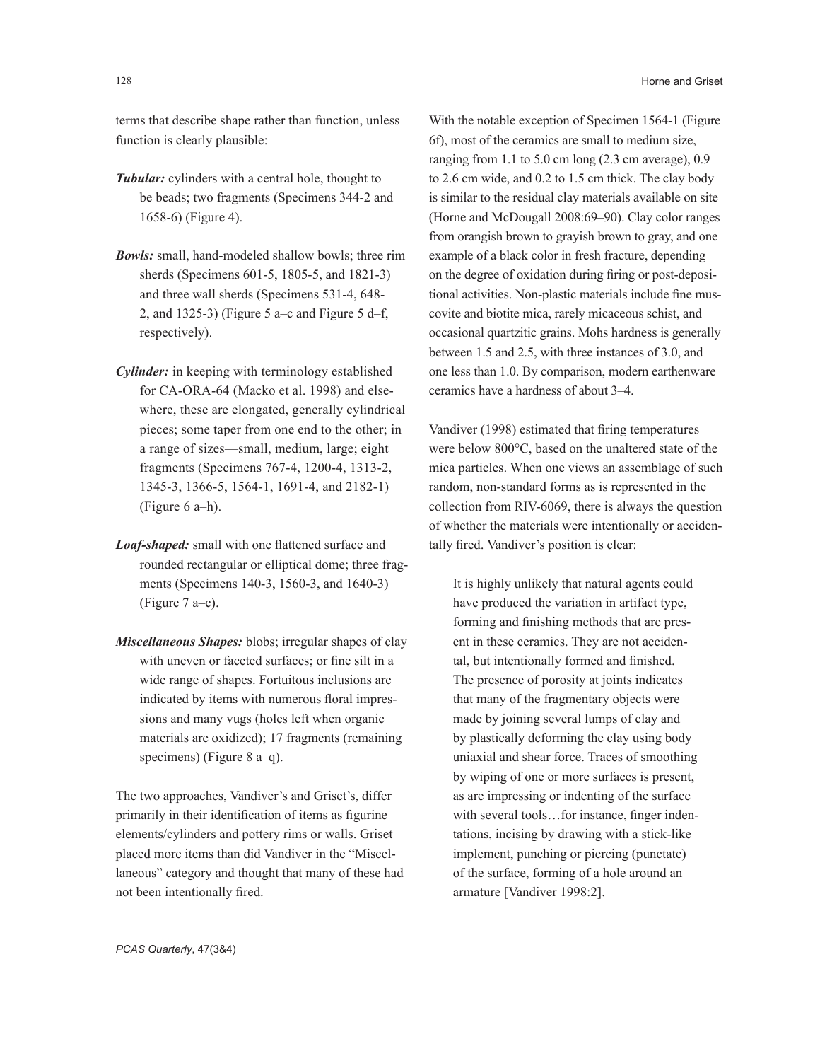terms that describe shape rather than function, unless function is clearly plausible:

***Tubular:*** cylinders with a central hole, thought to be beads; two fragments (Specimens 344-2 and 1658-6) (Figure 4).

***Bowls:*** small, hand-modeled shallow bowls; three rim sherds (Specimens 601-5, 1805-5, and 1821-3) and three wall sherds (Specimens 531-4, 648-2, and 1325-3) (Figure 5 a–c and Figure 5 d–f, respectively).

***Cylinder:*** in keeping with terminology established for CA-ORA-64 (Macko et al. 1998) and elsewhere, these are elongated, generally cylindrical pieces; some taper from one end to the other; in a range of sizes—small, medium, large; eight fragments (Specimens 767-4, 1200-4, 1313-2, 1345-3, 1366-5, 1564-1, 1691-4, and 2182-1) (Figure 6 a–h).

***Loaf-shaped:*** small with one flattened surface and rounded rectangular or elliptical dome; three fragments (Specimens 140-3, 1560-3, and 1640-3) (Figure 7 a–c).

***Miscellaneous Shapes:*** blobs; irregular shapes of clay with uneven or faceted surfaces; or fine silt in a wide range of shapes. Fortuitous inclusions are indicated by items with numerous floral impressions and many vugs (holes left when organic materials are oxidized); 17 fragments (remaining specimens) (Figure 8 a–q).

The two approaches, Vandiver's and Griset's, differ primarily in their identification of items as figurine elements/cylinders and pottery rims or walls. Griset placed more items than did Vandiver in the "Miscellaneous" category and thought that many of these had not been intentionally fired.

With the notable exception of Specimen 1564-1 (Figure 6f), most of the ceramics are small to medium size, ranging from 1.1 to 5.0 cm long (2.3 cm average), 0.9 to 2.6 cm wide, and 0.2 to 1.5 cm thick. The clay body is similar to the residual clay materials available on site (Horne and McDougall 2008:69–90). Clay color ranges from orangish brown to grayish brown to gray, and one example of a black color in fresh fracture, depending on the degree of oxidation during firing or post-depositional activities. Non-plastic materials include fine muscovite and biotite mica, rarely micaceous schist, and occasional quartzitic grains. Mohs hardness is generally between 1.5 and 2.5, with three instances of 3.0, and one less than 1.0. By comparison, modern earthenware ceramics have a hardness of about 3–4.

Vandiver (1998) estimated that firing temperatures were below 800°C, based on the unaltered state of the mica particles. When one views an assemblage of such random, non-standard forms as is represented in the collection from RIV-6069, there is always the question of whether the materials were intentionally or accidentally fired. Vandiver's position is clear:

> It is highly unlikely that natural agents could have produced the variation in artifact type, forming and finishing methods that are present in these ceramics. They are not accidental, but intentionally formed and finished. The presence of porosity at joints indicates that many of the fragmentary objects were made by joining several lumps of clay and by plastically deforming the clay using body uniaxial and shear force. Traces of smoothing by wiping of one or more surfaces is present, as are impressing or indenting of the surface with several tools…for instance, finger indentations, incising by drawing with a stick-like implement, punching or piercing (punctate) of the surface, forming of a hole around an armature [Vandiver 1998:2].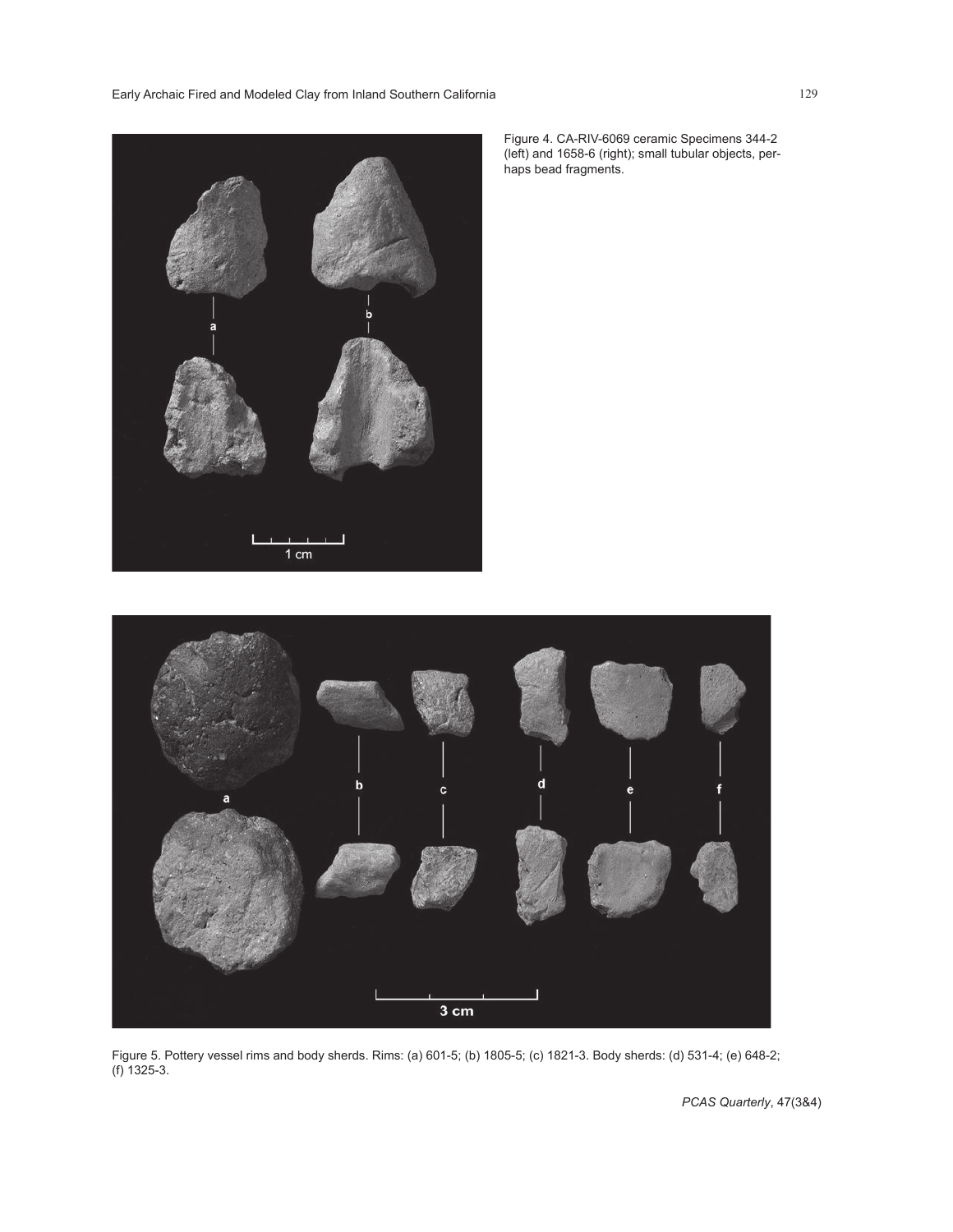Figure 4. CA-RIV-6069 ceramic Specimens 344-2 (left) and 1658-6 (right); small tubular objects, perhaps bead fragments.

Figure 5. Pottery vessel rims and body sherds. Rims: (a) 601-5; (b) 1805-5; (c) 1821-3. Body sherds: (d) 531-4; (e) 648-2; (f) 1325-3.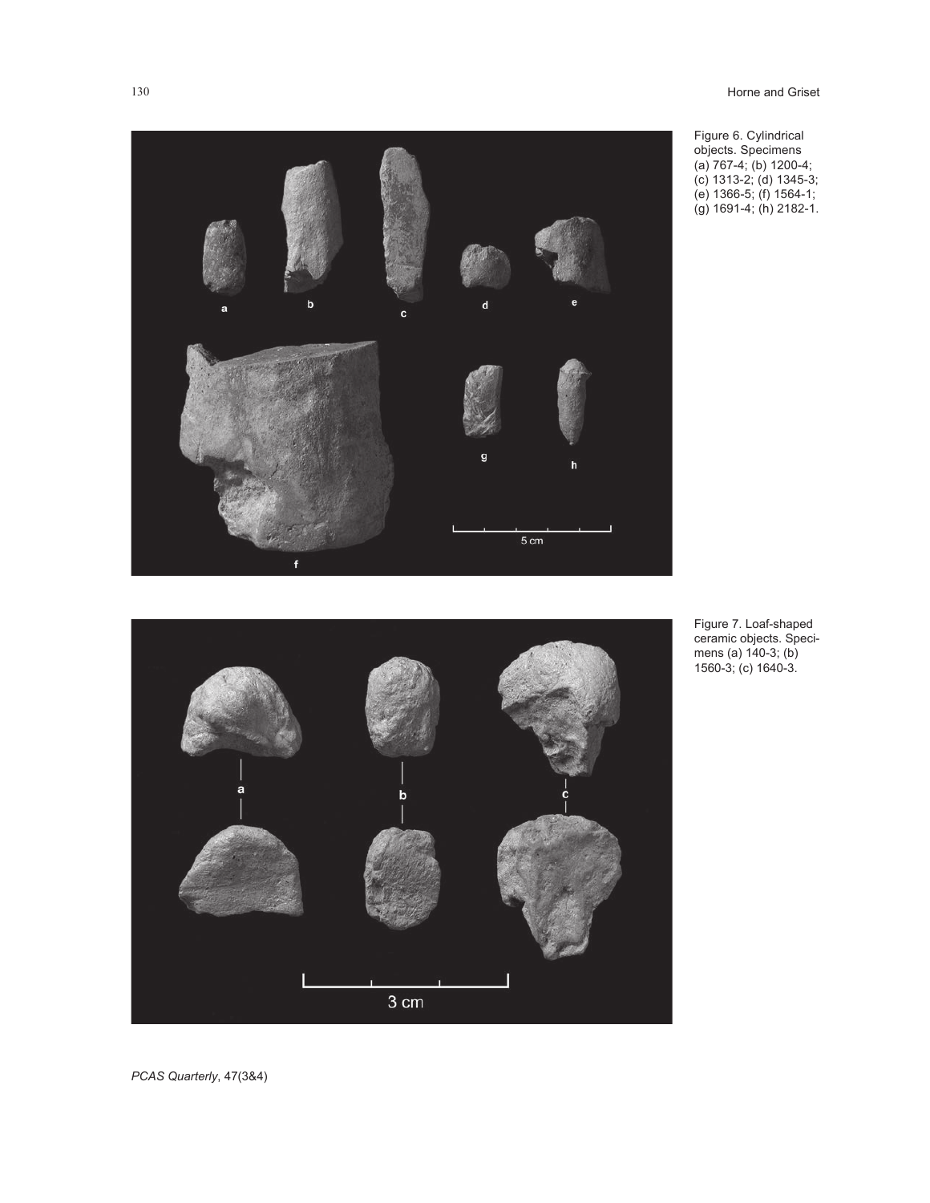Figure 6. Cylindrical objects. Specimens (a) 767-4; (b) 1200-4; (c) 1313-2; (d) 1345-3; (e) 1366-5; (f) 1564-1; (g) 1691-4; (h) 2182-1.

Figure 7. Loaf-shaped ceramic objects. Specimens (a) 140-3; (b) 1560-3; (c) 1640-3.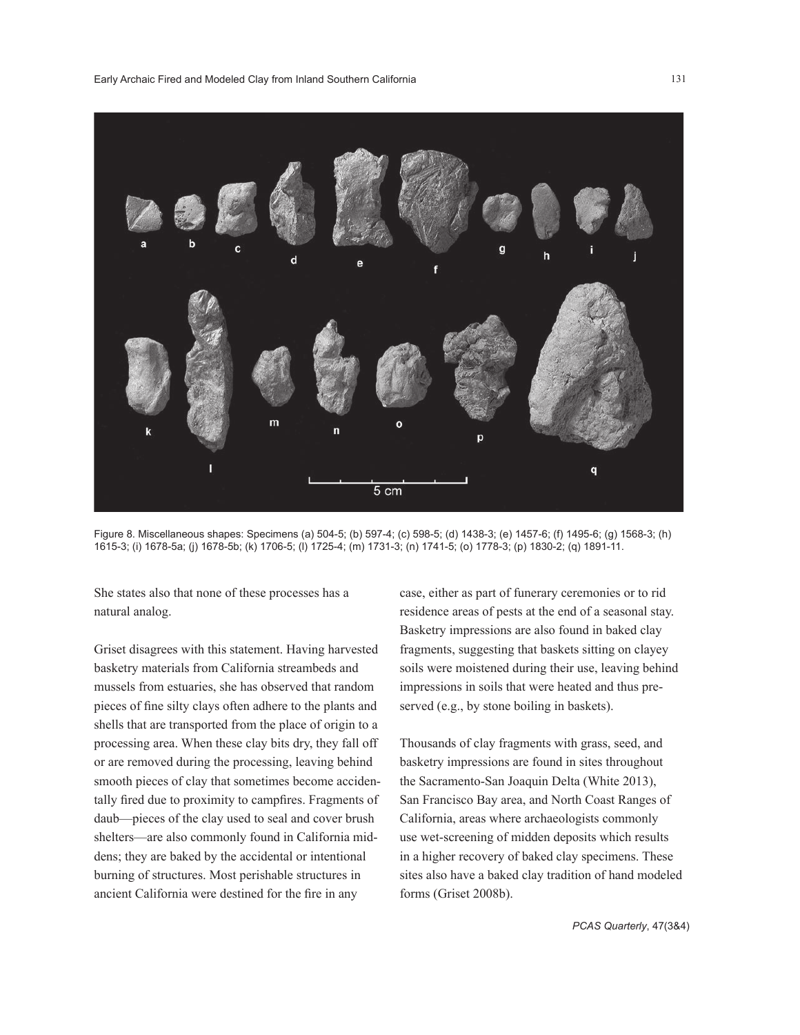Figure 8. Miscellaneous shapes: Specimens (a) 504-5; (b) 597-4; (c) 598-5; (d) 1438-3; (e) 1457-6; (f) 1495-6; (g) 1568-3; (h) 1615-3; (i) 1678-5a; (j) 1678-5b; (k) 1706-5; (l) 1725-4; (m) 1731-3; (n) 1741-5; (o) 1778-3; (p) 1830-2; (q) 1891-11.

She states also that none of these processes has a natural analog.

Griset disagrees with this statement. Having harvested basketry materials from California streambeds and mussels from estuaries, she has observed that random pieces of fine silty clays often adhere to the plants and shells that are transported from the place of origin to a processing area. When these clay bits dry, they fall off or are removed during the processing, leaving behind smooth pieces of clay that sometimes become accidentally fired due to proximity to campfires. Fragments of daub—pieces of the clay used to seal and cover brush shelters—are also commonly found in California middens; they are baked by the accidental or intentional burning of structures. Most perishable structures in ancient California were destined for the fire in any case, either as part of funerary ceremonies or to rid residence areas of pests at the end of a seasonal stay. Basketry impressions are also found in baked clay fragments, suggesting that baskets sitting on clayey soils were moistened during their use, leaving behind impressions in soils that were heated and thus preserved (e.g., by stone boiling in baskets).

Thousands of clay fragments with grass, seed, and basketry impressions are found in sites throughout the Sacramento-San Joaquin Delta (White 2013), San Francisco Bay area, and North Coast Ranges of California, areas where archaeologists commonly use wet-screening of midden deposits which results in a higher recovery of baked clay specimens. These sites also have a baked clay tradition of hand modeled forms (Griset 2008b).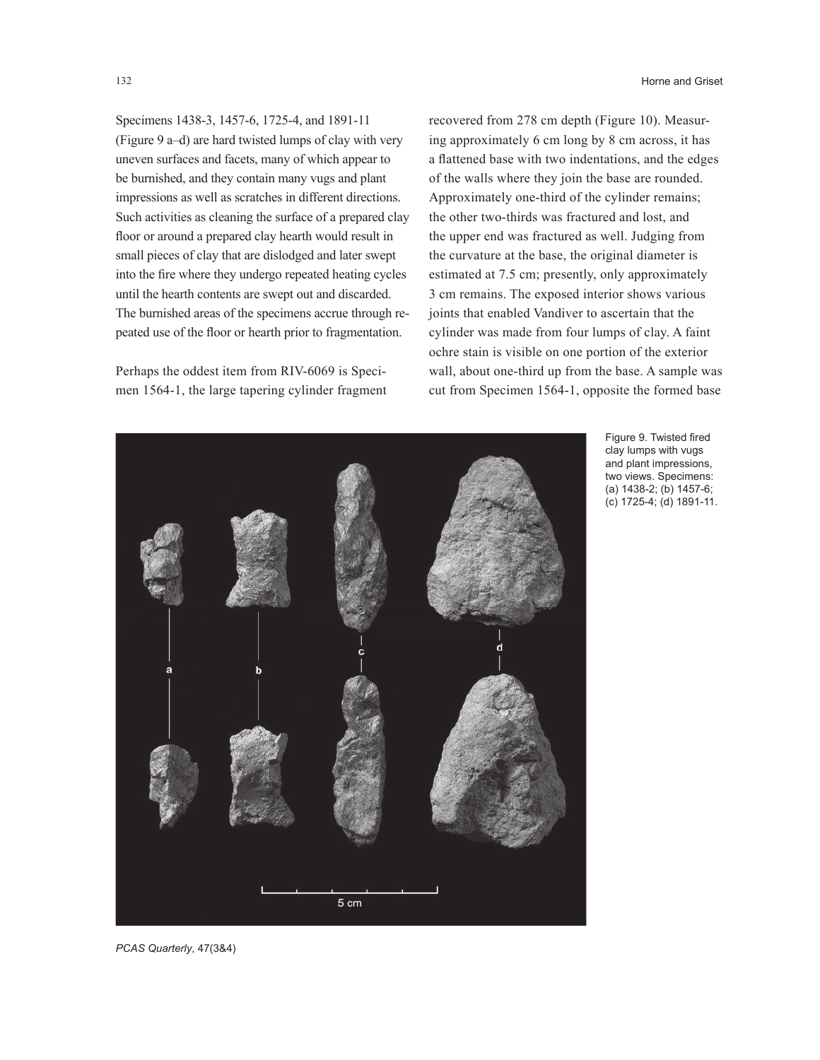Specimens 1438-3, 1457-6, 1725-4, and 1891-11 (Figure 9 a–d) are hard twisted lumps of clay with very uneven surfaces and facets, many of which appear to be burnished, and they contain many vugs and plant impressions as well as scratches in different directions. Such activities as cleaning the surface of a prepared clay floor or around a prepared clay hearth would result in small pieces of clay that are dislodged and later swept into the fire where they undergo repeated heating cycles until the hearth contents are swept out and discarded. The burnished areas of the specimens accrue through repeated use of the floor or hearth prior to fragmentation.

Perhaps the oddest item from RIV-6069 is Specimen 1564-1, the large tapering cylinder fragment recovered from 278 cm depth (Figure 10). Measuring approximately 6 cm long by 8 cm across, it has a flattened base with two indentations, and the edges of the walls where they join the base are rounded. Approximately one-third of the cylinder remains; the other two-thirds was fractured and lost, and the upper end was fractured as well. Judging from the curvature at the base, the original diameter is estimated at 7.5 cm; presently, only approximately 3 cm remains. The exposed interior shows various joints that enabled Vandiver to ascertain that the cylinder was made from four lumps of clay. A faint ochre stain is visible on one portion of the exterior wall, about one-third up from the base. A sample was cut from Specimen 1564-1, opposite the formed base

Figure 9. Twisted fired clay lumps with vugs and plant impressions, two views. Specimens: (a) 1438-2; (b) 1457-6; (c) 1725-4; (d) 1891-11.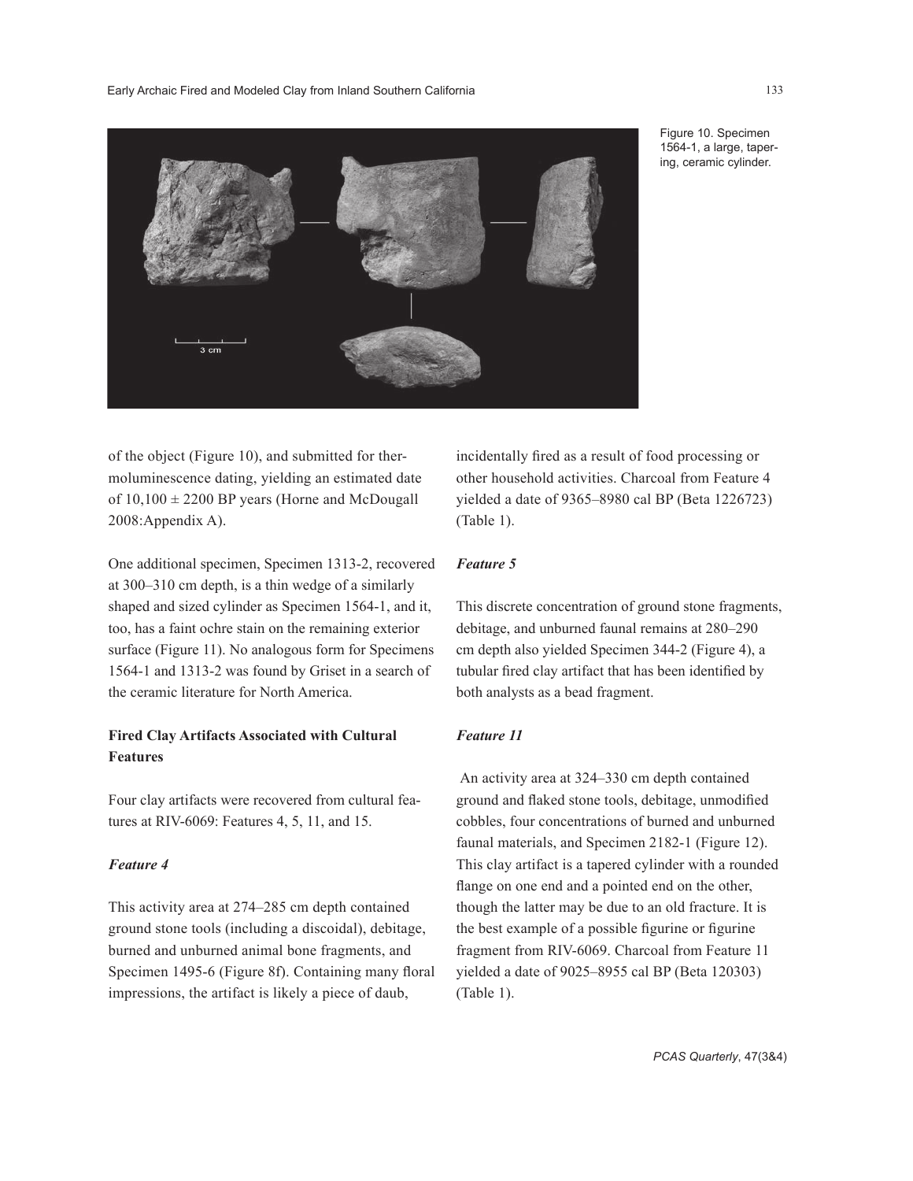Figure 10. Specimen 1564-1, a large, tapering, ceramic cylinder.

of the object (Figure 10), and submitted for thermoluminescence dating, yielding an estimated date of 10,100 ± 2200 BP years (Horne and McDougall 2008:Appendix A).

One additional specimen, Specimen 1313-2, recovered at 300–310 cm depth, is a thin wedge of a similarly shaped and sized cylinder as Specimen 1564-1, and it, too, has a faint ochre stain on the remaining exterior surface (Figure 11). No analogous form for Specimens 1564-1 and 1313-2 was found by Griset in a search of the ceramic literature for North America.

### Fired Clay Artifacts Associated with Cultural Features

Four clay artifacts were recovered from cultural features at RIV-6069: Features 4, 5, 11, and 15.

#### *Feature 4*

This activity area at 274–285 cm depth contained ground stone tools (including a discoidal), debitage, burned and unburned animal bone fragments, and Specimen 1495-6 (Figure 8f). Containing many floral impressions, the artifact is likely a piece of daub, incidentally fired as a result of food processing or other household activities. Charcoal from Feature 4 yielded a date of 9365–8980 cal BP (Beta 1226723) (Table 1).

#### *Feature 5*

This discrete concentration of ground stone fragments, debitage, and unburned faunal remains at 280–290 cm depth also yielded Specimen 344-2 (Figure 4), a tubular fired clay artifact that has been identified by both analysts as a bead fragment.

#### *Feature 11*

An activity area at 324–330 cm depth contained ground and flaked stone tools, debitage, unmodified cobbles, four concentrations of burned and unburned faunal materials, and Specimen 2182-1 (Figure 12). This clay artifact is a tapered cylinder with a rounded flange on one end and a pointed end on the other, though the latter may be due to an old fracture. It is the best example of a possible figurine or figurine fragment from RIV-6069. Charcoal from Feature 11 yielded a date of 9025–8955 cal BP (Beta 120303) (Table 1).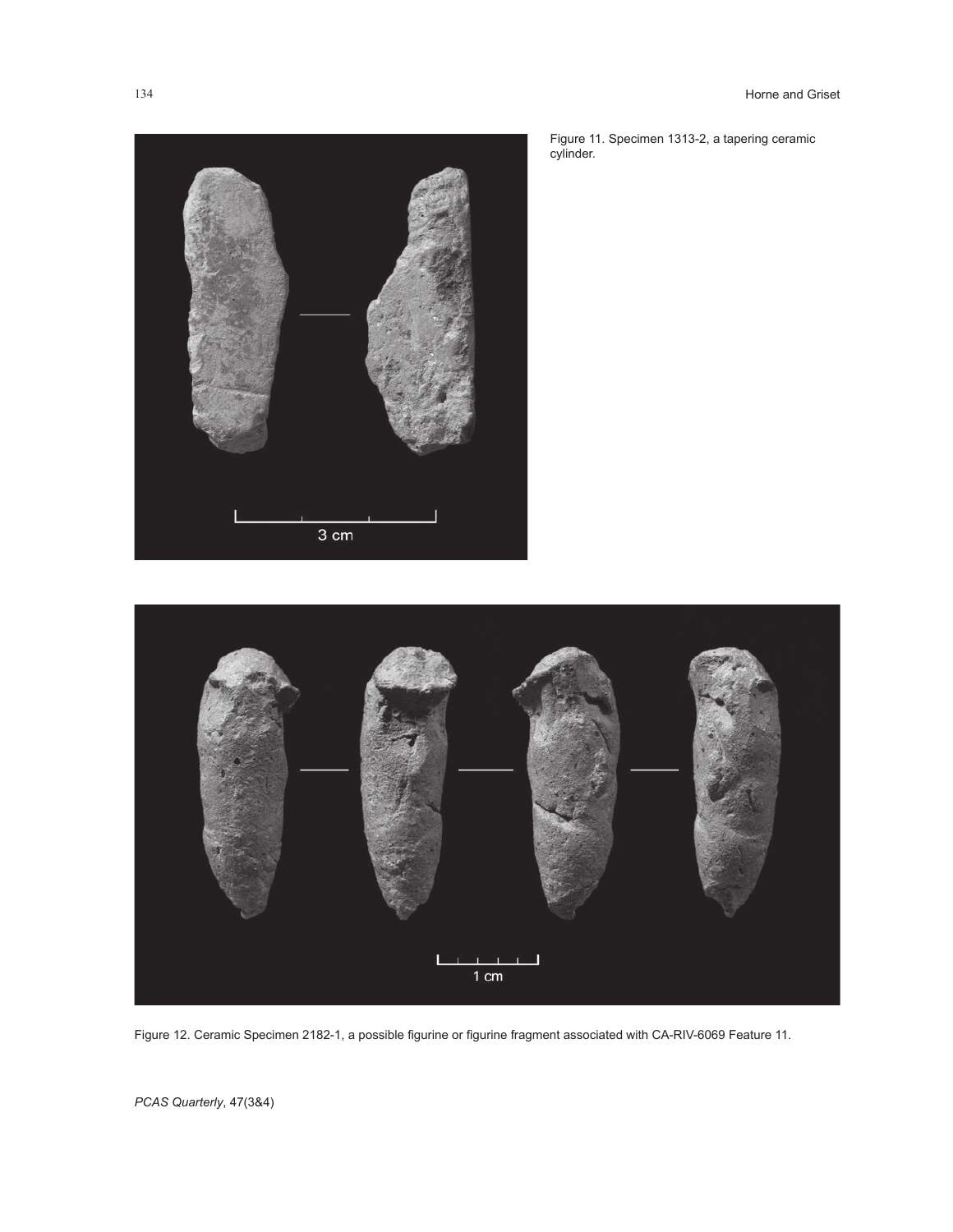Figure 11. Specimen 1313-2, a tapering ceramic cylinder.

Figure 12. Ceramic Specimen 2182-1, a possible figurine or figurine fragment associated with CA-RIV-6069 Feature 11.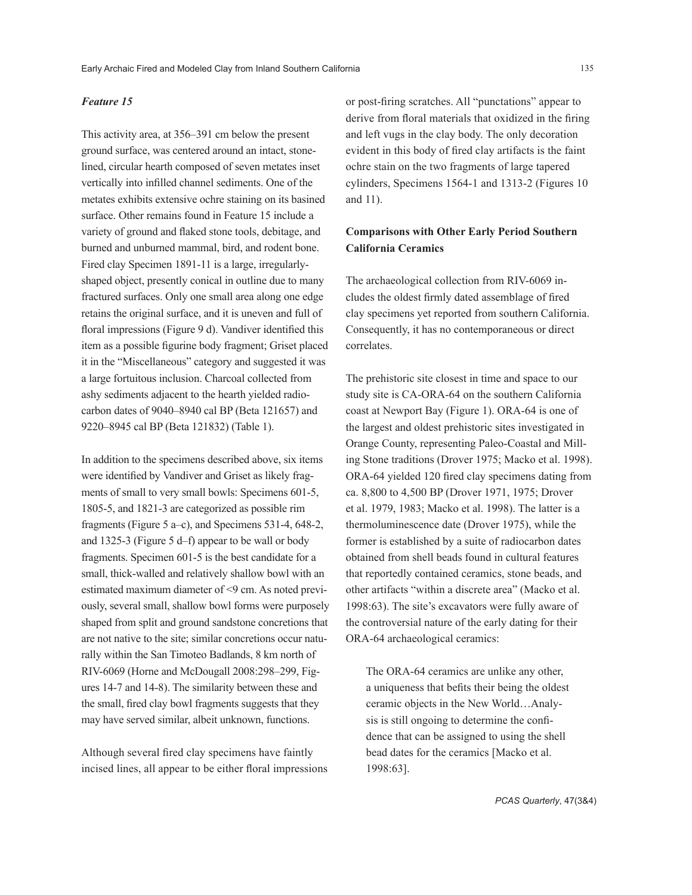### *Feature 15*

This activity area, at 356–391 cm below the present ground surface, was centered around an intact, stone-lined, circular hearth composed of seven metates inset vertically into infilled channel sediments. One of the metates exhibits extensive ochre staining on its basined surface. Other remains found in Feature 15 include a variety of ground and flaked stone tools, debitage, and burned and unburned mammal, bird, and rodent bone. Fired clay Specimen 1891-11 is a large, irregularly-shaped object, presently conical in outline due to many fractured surfaces. Only one small area along one edge retains the original surface, and it is uneven and full of floral impressions (Figure 9 d). Vandiver identified this item as a possible figurine body fragment; Griset placed it in the "Miscellaneous" category and suggested it was a large fortuitous inclusion. Charcoal collected from ashy sediments adjacent to the hearth yielded radiocarbon dates of 9040–8940 cal BP (Beta 121657) and 9220–8945 cal BP (Beta 121832) (Table 1).

In addition to the specimens described above, six items were identified by Vandiver and Griset as likely fragments of small to very small bowls: Specimens 601-5, 1805-5, and 1821-3 are categorized as possible rim fragments (Figure 5 a–c), and Specimens 531-4, 648-2, and 1325-3 (Figure 5 d–f) appear to be wall or body fragments. Specimen 601-5 is the best candidate for a small, thick-walled and relatively shallow bowl with an estimated maximum diameter of <9 cm. As noted previously, several small, shallow bowl forms were purposely shaped from split and ground sandstone concretions that are not native to the site; similar concretions occur naturally within the San Timoteo Badlands, 8 km north of RIV-6069 (Horne and McDougall 2008:298–299, Figures 14-7 and 14-8). The similarity between these and the small, fired clay bowl fragments suggests that they may have served similar, albeit unknown, functions.

Although several fired clay specimens have faintly incised lines, all appear to be either floral impressions or post-firing scratches. All "punctations" appear to derive from floral materials that oxidized in the firing and left vugs in the clay body. The only decoration evident in this body of fired clay artifacts is the faint ochre stain on the two fragments of large tapered cylinders, Specimens 1564-1 and 1313-2 (Figures 10 and 11).

## Comparisons with Other Early Period Southern California Ceramics

The archaeological collection from RIV-6069 includes the oldest firmly dated assemblage of fired clay specimens yet reported from southern California. Consequently, it has no contemporaneous or direct correlates.

The prehistoric site closest in time and space to our study site is CA-ORA-64 on the southern California coast at Newport Bay (Figure 1). ORA-64 is one of the largest and oldest prehistoric sites investigated in Orange County, representing Paleo-Coastal and Milling Stone traditions (Drover 1975; Macko et al. 1998). ORA-64 yielded 120 fired clay specimens dating from ca. 8,800 to 4,500 BP (Drover 1971, 1975; Drover et al. 1979, 1983; Macko et al. 1998). The latter is a thermoluminescence date (Drover 1975), while the former is established by a suite of radiocarbon dates obtained from shell beads found in cultural features that reportedly contained ceramics, stone beads, and other artifacts "within a discrete area" (Macko et al. 1998:63). The site's excavators were fully aware of the controversial nature of the early dating for their ORA-64 archaeological ceramics:

> The ORA-64 ceramics are unlike any other, a uniqueness that befits their being the oldest ceramic objects in the New World…Analysis is still ongoing to determine the confidence that can be assigned to using the shell bead dates for the ceramics [Macko et al. 1998:63].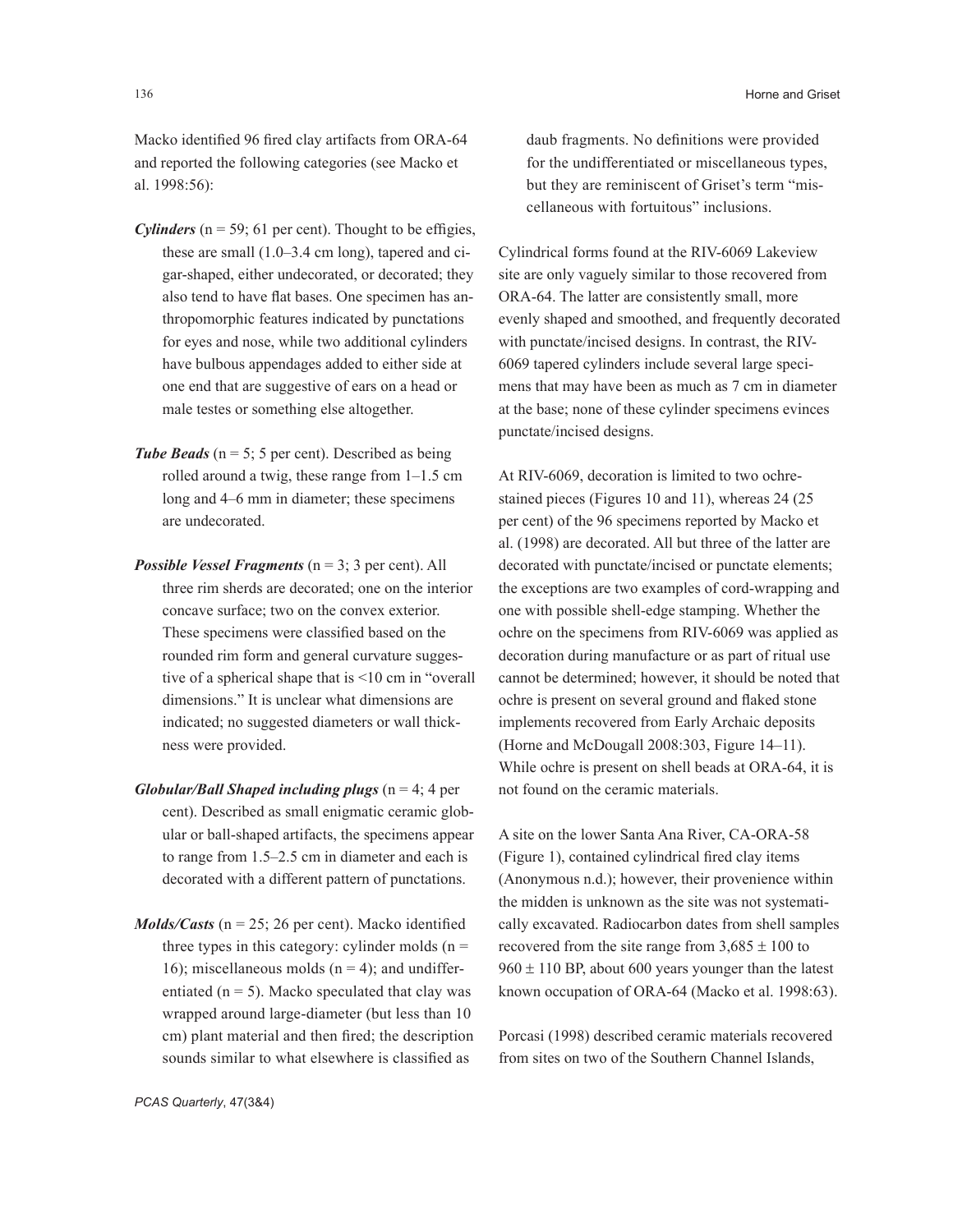Macko identified 96 fired clay artifacts from ORA-64 and reported the following categories (see Macko et al. 1998:56):

***Cylinders*** (n = 59; 61 per cent). Thought to be effigies, these are small (1.0–3.4 cm long), tapered and cigar-shaped, either undecorated, or decorated; they also tend to have flat bases. One specimen has anthropomorphic features indicated by punctations for eyes and nose, while two additional cylinders have bulbous appendages added to either side at one end that are suggestive of ears on a head or male testes or something else altogether.

***Tube Beads*** (n = 5; 5 per cent). Described as being rolled around a twig, these range from 1–1.5 cm long and 4–6 mm in diameter; these specimens are undecorated.

***Possible Vessel Fragments*** (n = 3; 3 per cent). All three rim sherds are decorated; one on the interior concave surface; two on the convex exterior. These specimens were classified based on the rounded rim form and general curvature suggestive of a spherical shape that is <10 cm in "overall dimensions." It is unclear what dimensions are indicated; no suggested diameters or wall thickness were provided.

***Globular/Ball Shaped including plugs*** (n = 4; 4 per cent). Described as small enigmatic ceramic globular or ball-shaped artifacts, the specimens appear to range from 1.5–2.5 cm in diameter and each is decorated with a different pattern of punctations.

***Molds/Casts*** (n = 25; 26 per cent). Macko identified three types in this category: cylinder molds (n = 16); miscellaneous molds (n = 4); and undifferentiated (n = 5). Macko speculated that clay was wrapped around large-diameter (but less than 10 cm) plant material and then fired; the description sounds similar to what elsewhere is classified as daub fragments. No definitions were provided for the undifferentiated or miscellaneous types, but they are reminiscent of Griset's term "miscellaneous with fortuitous" inclusions.

Cylindrical forms found at the RIV-6069 Lakeview site are only vaguely similar to those recovered from ORA-64. The latter are consistently small, more evenly shaped and smoothed, and frequently decorated with punctate/incised designs. In contrast, the RIV-6069 tapered cylinders include several large specimens that may have been as much as 7 cm in diameter at the base; none of these cylinder specimens evinces punctate/incised designs.

At RIV-6069, decoration is limited to two ochre-stained pieces (Figures 10 and 11), whereas 24 (25 per cent) of the 96 specimens reported by Macko et al. (1998) are decorated. All but three of the latter are decorated with punctate/incised or punctate elements; the exceptions are two examples of cord-wrapping and one with possible shell-edge stamping. Whether the ochre on the specimens from RIV-6069 was applied as decoration during manufacture or as part of ritual use cannot be determined; however, it should be noted that ochre is present on several ground and flaked stone implements recovered from Early Archaic deposits (Horne and McDougall 2008:303, Figure 14–11). While ochre is present on shell beads at ORA-64, it is not found on the ceramic materials.

A site on the lower Santa Ana River, CA-ORA-58 (Figure 1), contained cylindrical fired clay items (Anonymous n.d.); however, their provenience within the midden is unknown as the site was not systematically excavated. Radiocarbon dates from shell samples recovered from the site range from 3,685 ± 100 to 960 ± 110 BP, about 600 years younger than the latest known occupation of ORA-64 (Macko et al. 1998:63).

Porcasi (1998) described ceramic materials recovered from sites on two of the Southern Channel Islands,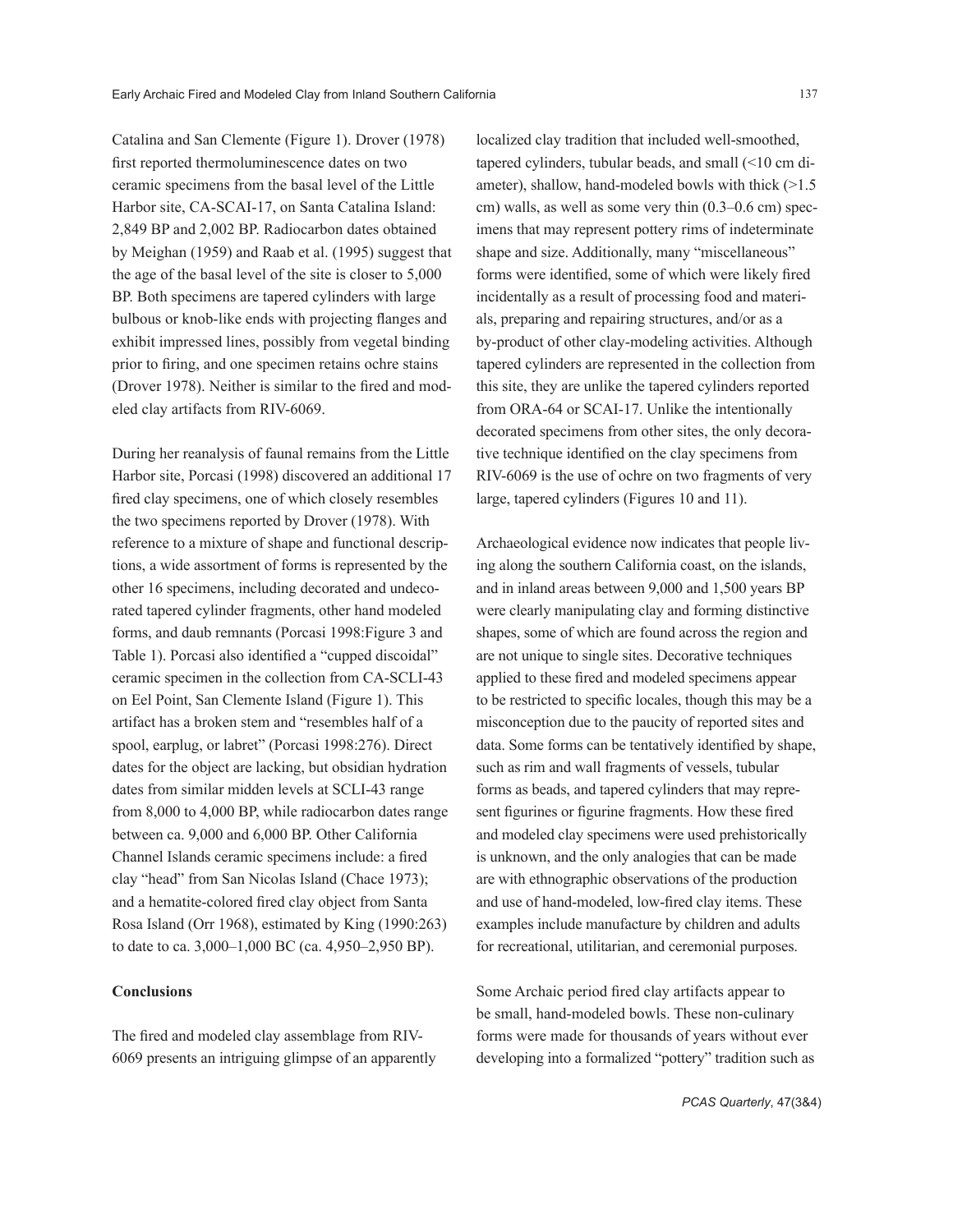Catalina and San Clemente (Figure 1). Drover (1978) first reported thermoluminescence dates on two ceramic specimens from the basal level of the Little Harbor site, CA-SCAI-17, on Santa Catalina Island: 2,849 BP and 2,002 BP. Radiocarbon dates obtained by Meighan (1959) and Raab et al. (1995) suggest that the age of the basal level of the site is closer to 5,000 BP. Both specimens are tapered cylinders with large bulbous or knob-like ends with projecting flanges and exhibit impressed lines, possibly from vegetal binding prior to firing, and one specimen retains ochre stains (Drover 1978). Neither is similar to the fired and modeled clay artifacts from RIV-6069.

During her reanalysis of faunal remains from the Little Harbor site, Porcasi (1998) discovered an additional 17 fired clay specimens, one of which closely resembles the two specimens reported by Drover (1978). With reference to a mixture of shape and functional descriptions, a wide assortment of forms is represented by the other 16 specimens, including decorated and undecorated tapered cylinder fragments, other hand modeled forms, and daub remnants (Porcasi 1998:Figure 3 and Table 1). Porcasi also identified a "cupped discoidal" ceramic specimen in the collection from CA-SCLI-43 on Eel Point, San Clemente Island (Figure 1). This artifact has a broken stem and "resembles half of a spool, earplug, or labret" (Porcasi 1998:276). Direct dates for the object are lacking, but obsidian hydration dates from similar midden levels at SCLI-43 range from 8,000 to 4,000 BP, while radiocarbon dates range between ca. 9,000 and 6,000 BP. Other California Channel Islands ceramic specimens include: a fired clay "head" from San Nicolas Island (Chace 1973); and a hematite-colored fired clay object from Santa Rosa Island (Orr 1968), estimated by King (1990:263) to date to ca. 3,000–1,000 BC (ca. 4,950–2,950 BP).

## Conclusions

The fired and modeled clay assemblage from RIV-6069 presents an intriguing glimpse of an apparently localized clay tradition that included well-smoothed, tapered cylinders, tubular beads, and small (<10 cm diameter), shallow, hand-modeled bowls with thick (>1.5 cm) walls, as well as some very thin (0.3–0.6 cm) specimens that may represent pottery rims of indeterminate shape and size. Additionally, many "miscellaneous" forms were identified, some of which were likely fired incidentally as a result of processing food and materials, preparing and repairing structures, and/or as a by-product of other clay-modeling activities. Although tapered cylinders are represented in the collection from this site, they are unlike the tapered cylinders reported from ORA-64 or SCAI-17. Unlike the intentionally decorated specimens from other sites, the only decorative technique identified on the clay specimens from RIV-6069 is the use of ochre on two fragments of very large, tapered cylinders (Figures 10 and 11).

Archaeological evidence now indicates that people living along the southern California coast, on the islands, and in inland areas between 9,000 and 1,500 years BP were clearly manipulating clay and forming distinctive shapes, some of which are found across the region and are not unique to single sites. Decorative techniques applied to these fired and modeled specimens appear to be restricted to specific locales, though this may be a misconception due to the paucity of reported sites and data. Some forms can be tentatively identified by shape, such as rim and wall fragments of vessels, tubular forms as beads, and tapered cylinders that may represent figurines or figurine fragments. How these fired and modeled clay specimens were used prehistorically is unknown, and the only analogies that can be made are with ethnographic observations of the production and use of hand-modeled, low-fired clay items. These examples include manufacture by children and adults for recreational, utilitarian, and ceremonial purposes.

Some Archaic period fired clay artifacts appear to be small, hand-modeled bowls. These non-culinary forms were made for thousands of years without ever developing into a formalized "pottery" tradition such as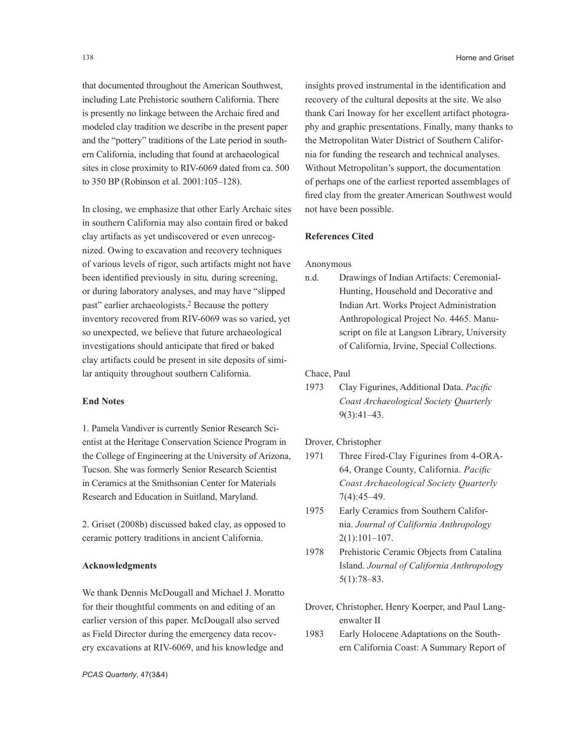that documented throughout the American Southwest, including Late Prehistoric southern California. There is presently no linkage between the Archaic fired and modeled clay tradition we describe in the present paper and the "pottery" traditions of the Late period in southern California, including that found at archaeological sites in close proximity to RIV-6069 dated from ca. 500 to 350 BP (Robinson et al. 2001:105–128).

In closing, we emphasize that other Early Archaic sites in southern California may also contain fired or baked clay artifacts as yet undiscovered or even unrecognized. Owing to excavation and recovery techniques of various levels of rigor, such artifacts might not have been identified previously in situ*,* during screening, or during laboratory analyses, and may have "slipped past" earlier archaeologists.[2] Because the pottery inventory recovered from RIV-6069 was so varied, yet so unexpected, we believe that future archaeological investigations should anticipate that fired or baked clay artifacts could be present in site deposits of similar antiquity throughout southern California.

**End Notes**

1. Pamela Vandiver is currently Senior Research Scientist at the Heritage Conservation Science Program in the College of Engineering at the University of Arizona, Tucson. She was formerly Senior Research Scientist in Ceramics at the Smithsonian Center for Materials Research and Education in Suitland, Maryland.

2. Griset (2008b) discussed baked clay, as opposed to ceramic pottery traditions in ancient California.

**Acknowledgments**

We thank Dennis McDougall and Michael J. Moratto for their thoughtful comments on and editing of an earlier version of this paper. McDougall also served as Field Director during the emergency data recovery excavations at RIV-6069, and his knowledge and insights proved instrumental in the identification and recovery of the cultural deposits at the site. We also thank Cari Inoway for her excellent artifact photography and graphic presentations. Finally, many thanks to the Metropolitan Water District of Southern California for funding the research and technical analyses. Without Metropolitan's support, the documentation of perhaps one of the earliest reported assemblages of fired clay from the greater American Southwest would not have been possible.

**References Cited**

Anonymous

n.d. Drawings of Indian Artifacts: Ceremonial-Hunting, Household and Decorative and Indian Art. Works Project Administration Anthropological Project No. 4465. Manuscript on file at Langson Library, University of California, Irvine, Special Collections.

Chace, Paul

1973 Clay Figurines, Additional Data. *Pacific Coast Archaeological Society Quarterly* 9(3):41–43.

Drover, Christopher

1971 Three Fired-Clay Figurines from 4-ORA-64, Orange County, California. *Pacific Coast Archaeological Society Quarterly* 7(4):45–49.

1975 Early Ceramics from Southern California. *Journal of California Anthropology* 2(1):101–107.

1978 Prehistoric Ceramic Objects from Catalina Island. *Journal of California Anthropology* 5(1):78–83.

Drover, Christopher, Henry Koerper, and Paul Langenwalter II

1983 Early Holocene Adaptations on the Southern California Coast: A Summary Report of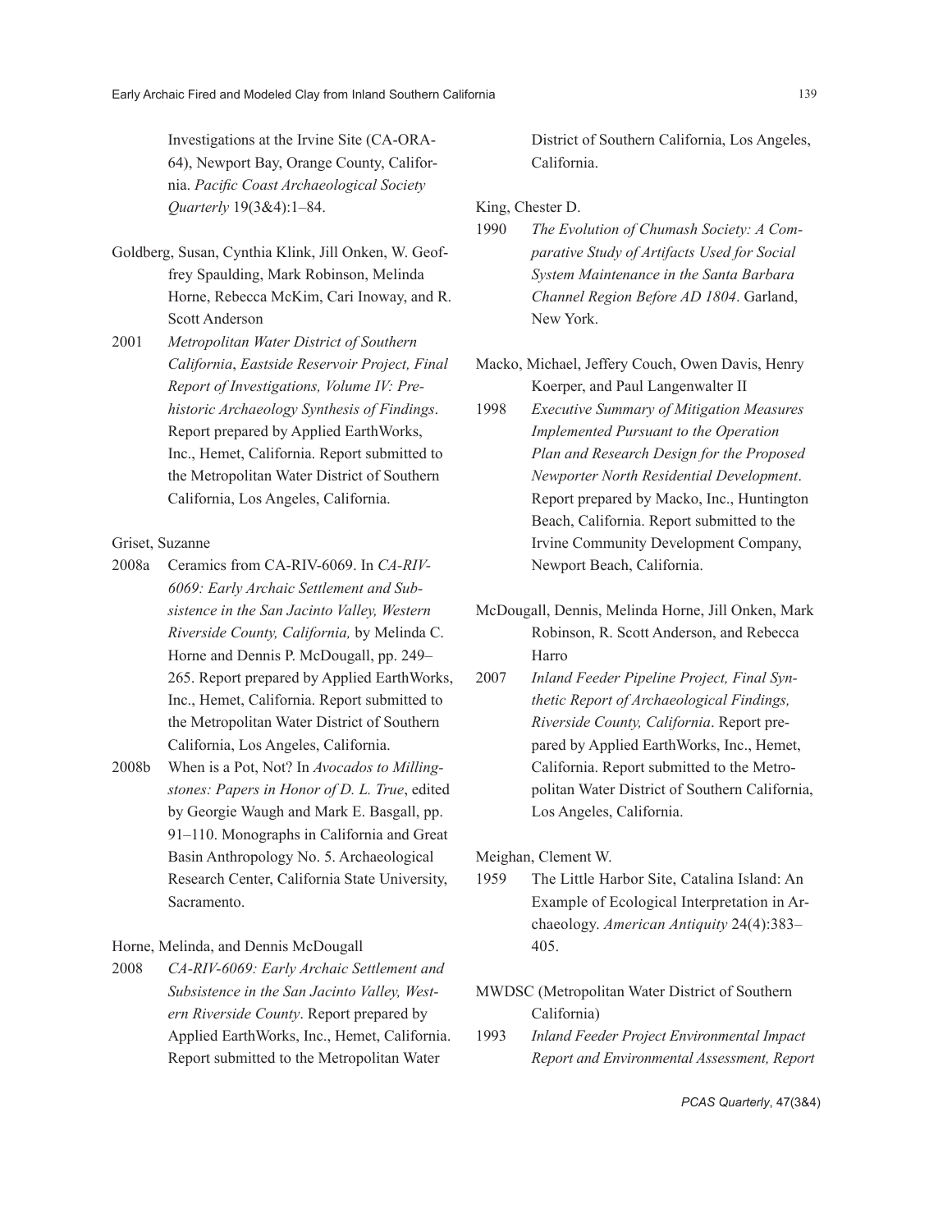Investigations at the Irvine Site (CA-ORA-64), Newport Bay, Orange County, California. *Pacific Coast Archaeological Society Quarterly* 19(3&4):1–84.

Goldberg, Susan, Cynthia Klink, Jill Onken, W. Geoffrey Spaulding, Mark Robinson, Melinda Horne, Rebecca McKim, Cari Inoway, and R. Scott Anderson

2001 *Metropolitan Water District of Southern California*, *Eastside Reservoir Project, Final Report of Investigations, Volume IV: Prehistoric Archaeology Synthesis of Findings*. Report prepared by Applied EarthWorks, Inc., Hemet, California. Report submitted to the Metropolitan Water District of Southern California, Los Angeles, California.

Griset, Suzanne

2008a Ceramics from CA-RIV-6069. In *CA-RIV-6069: Early Archaic Settlement and Subsistence in the San Jacinto Valley, Western Riverside County, California,* by Melinda C. Horne and Dennis P. McDougall, pp. 249–265. Report prepared by Applied EarthWorks, Inc., Hemet, California. Report submitted to the Metropolitan Water District of Southern California, Los Angeles, California.

2008b When is a Pot, Not? In *Avocados to Millingstones: Papers in Honor of D. L. True*, edited by Georgie Waugh and Mark E. Basgall, pp. 91–110. Monographs in California and Great Basin Anthropology No. 5. Archaeological Research Center, California State University, Sacramento.

Horne, Melinda, and Dennis McDougall

2008 *CA-RIV-6069: Early Archaic Settlement and Subsistence in the San Jacinto Valley, Western Riverside County*. Report prepared by Applied EarthWorks, Inc., Hemet, California. Report submitted to the Metropolitan Water District of Southern California, Los Angeles, California.

King, Chester D.

1990 *The Evolution of Chumash Society: A Comparative Study of Artifacts Used for Social System Maintenance in the Santa Barbara Channel Region Before AD 1804*. Garland, New York.

Macko, Michael, Jeffery Couch, Owen Davis, Henry Koerper, and Paul Langenwalter II

1998 *Executive Summary of Mitigation Measures Implemented Pursuant to the Operation Plan and Research Design for the Proposed Newporter North Residential Development*. Report prepared by Macko, Inc., Huntington Beach, California. Report submitted to the Irvine Community Development Company, Newport Beach, California.

McDougall, Dennis, Melinda Horne, Jill Onken, Mark Robinson, R. Scott Anderson, and Rebecca Harro

2007 *Inland Feeder Pipeline Project, Final Synthetic Report of Archaeological Findings, Riverside County, California*. Report prepared by Applied EarthWorks, Inc., Hemet, California. Report submitted to the Metropolitan Water District of Southern California, Los Angeles, California.

Meighan, Clement W.

1959 The Little Harbor Site, Catalina Island: An Example of Ecological Interpretation in Archaeology. *American Antiquity* 24(4):383–405.

MWDSC (Metropolitan Water District of Southern California)

1993 *Inland Feeder Project Environmental Impact Report and Environmental Assessment, Report*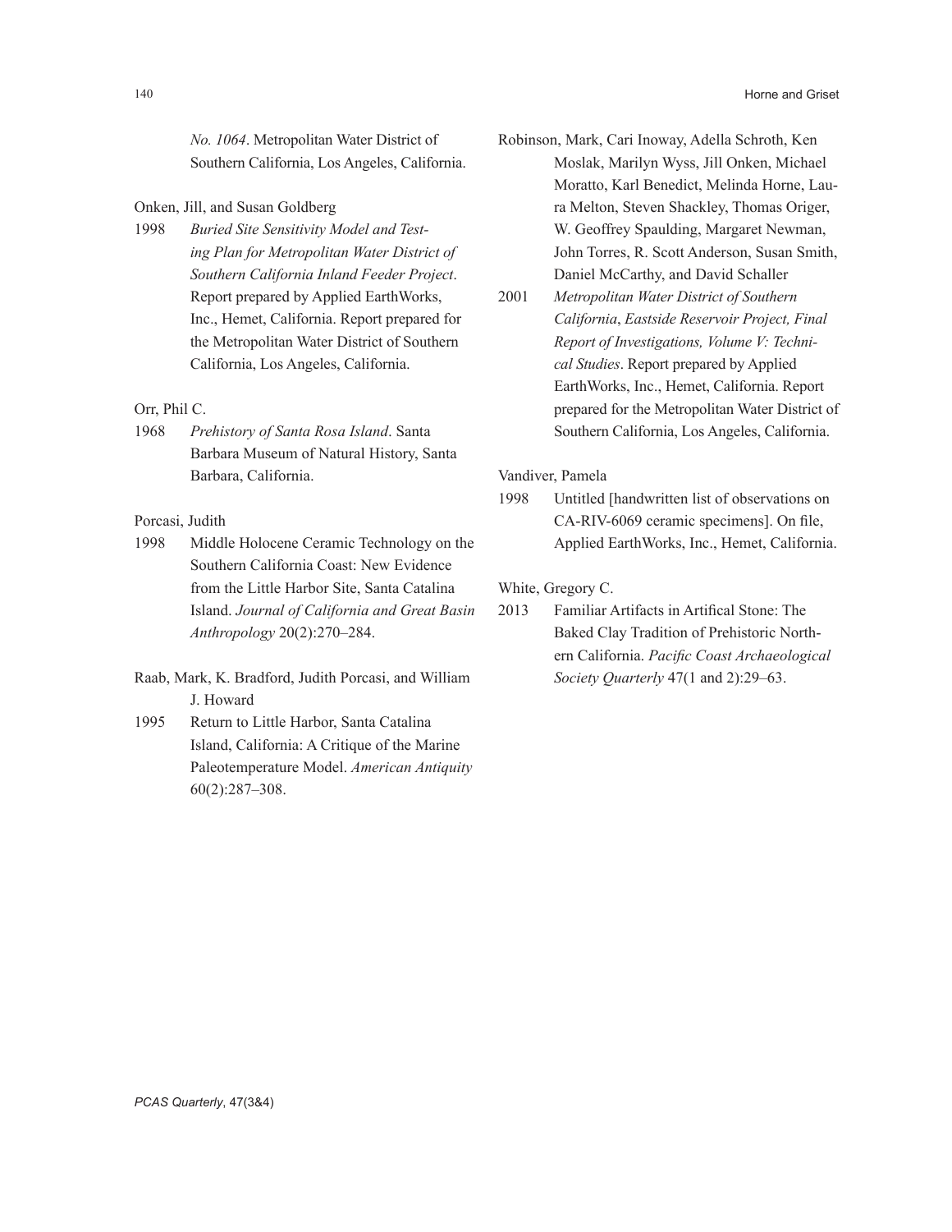*No. 1064*. Metropolitan Water District of Southern California, Los Angeles, California.

Onken, Jill, and Susan Goldberg

1998 *Buried Site Sensitivity Model and Testing Plan for Metropolitan Water District of Southern California Inland Feeder Project*. Report prepared by Applied EarthWorks, Inc., Hemet, California. Report prepared for the Metropolitan Water District of Southern California, Los Angeles, California.

Orr, Phil C.

1968 *Prehistory of Santa Rosa Island*. Santa Barbara Museum of Natural History, Santa Barbara, California.

Porcasi, Judith

1998 Middle Holocene Ceramic Technology on the Southern California Coast: New Evidence from the Little Harbor Site, Santa Catalina Island. *Journal of California and Great Basin Anthropology* 20(2):270–284.

Raab, Mark, K. Bradford, Judith Porcasi, and William J. Howard

1995 Return to Little Harbor, Santa Catalina Island, California: A Critique of the Marine Paleotemperature Model. *American Antiquity* 60(2):287–308.

Robinson, Mark, Cari Inoway, Adella Schroth, Ken Moslak, Marilyn Wyss, Jill Onken, Michael Moratto, Karl Benedict, Melinda Horne, Laura Melton, Steven Shackley, Thomas Origer, W. Geoffrey Spaulding, Margaret Newman, John Torres, R. Scott Anderson, Susan Smith, Daniel McCarthy, and David Schaller

2001 *Metropolitan Water District of Southern California*, *Eastside Reservoir Project, Final Report of Investigations, Volume V: Technical Studies*. Report prepared by Applied EarthWorks, Inc., Hemet, California. Report prepared for the Metropolitan Water District of Southern California, Los Angeles, California.

Vandiver, Pamela

1998 Untitled [handwritten list of observations on CA-RIV-6069 ceramic specimens]. On file, Applied EarthWorks, Inc., Hemet, California.

White, Gregory C.

2013 Familiar Artifacts in Artifical Stone: The Baked Clay Tradition of Prehistoric Northern California. *Pacific Coast Archaeological Society Quarterly* 47(1 and 2):29–63.